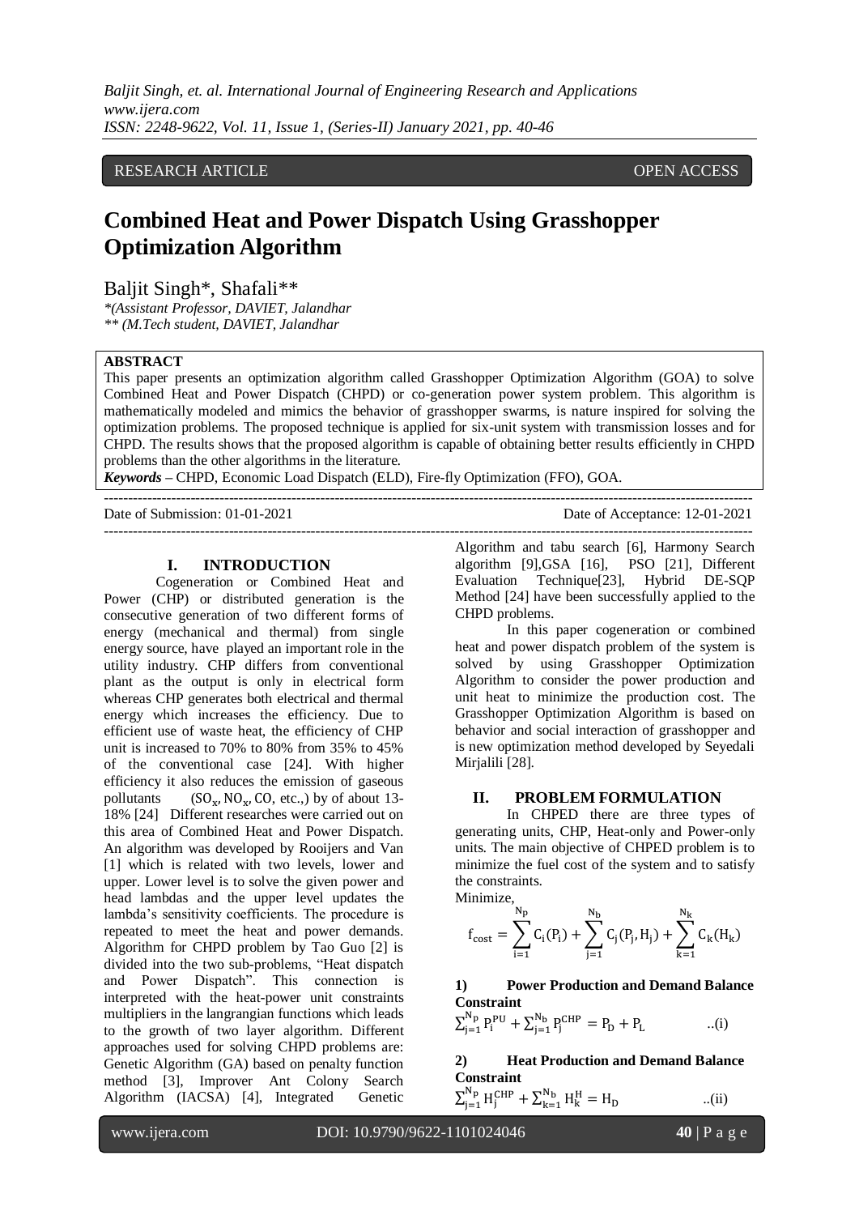RESEARCH ARTICLE OPEN ACCESS

# Combined Heat and Power Dispatch Using Grasshopper Optimization Algorithm

Baljit Singh*, Shafali**

*(Assistant Professor, DAVIET, Jalandhar

** (M.Tech student, DAVIET, Jalandhar

**ABSTRACT**

This paper presents an optimization algorithm called Grasshopper Optimization Algorithm (GOA) to solve Combined Heat and Power Dispatch (CHPD) or co-generation power system problem. This algorithm is mathematically modeled and mimics the behavior of grasshopper swarms, is nature inspired for solving the optimization problems. The proposed technique is applied for six-unit system with transmission losses and for CHPD. The results shows that the proposed algorithm is capable of obtaining better results efficiently in CHPD problems than the other algorithms in the literature.

***Keywords*** – CHPD, Economic Load Dispatch (ELD), Fire-fly Optimization (FFO), GOA.

Date of Submission: 01-01-2021 Date of Acceptance: 12-01-2021

## I. INTRODUCTION

Cogeneration or Combined Heat and Power (CHP) or distributed generation is the consecutive generation of two different forms of energy (mechanical and thermal) from single energy source, have played an important role in the utility industry. CHP differs from conventional plant as the output is only in electrical form whereas CHP generates both electrical and thermal energy which increases the efficiency. Due to efficient use of waste heat, the efficiency of CHP unit is increased to 70% to 80% from 35% to 45% of the conventional case [24]. With higher efficiency it also reduces the emission of gaseous pollutants ($SO_x$, $NO_x$, CO, etc.,) by of about 13-18% [24] Different researches were carried out on this area of Combined Heat and Power Dispatch. An algorithm was developed by Rooijers and Van [1] which is related with two levels, lower and upper. Lower level is to solve the given power and head lambdas and the upper level updates the lambda's sensitivity coefficients. The procedure is repeated to meet the heat and power demands. Algorithm for CHPD problem by Tao Guo [2] is divided into the two sub-problems, "Heat dispatch and Power Dispatch". This connection is interpreted with the heat-power unit constraints multipliers in the langrangian functions which leads to the growth of two layer algorithm. Different approaches used for solving CHPD problems are: Genetic Algorithm (GA) based on penalty function method [3], Improver Ant Colony Search Algorithm (IACSA) [4], Integrated Genetic Algorithm and tabu search [6], Harmony Search algorithm [9],GSA [16], PSO [21], Different Evaluation Technique[23], Hybrid DE-SQP Method [24] have been successfully applied to the CHPD problems.

In this paper cogeneration or combined heat and power dispatch problem of the system is solved by using Grasshopper Optimization Algorithm to consider the power production and unit heat to minimize the production cost. The Grasshopper Optimization Algorithm is based on behavior and social interaction of grasshopper and is new optimization method developed by Seyedali Mirjalili [28].

## II. PROBLEM FORMULATION

In CHPED there are three types of generating units, CHP, Heat-only and Power-only units. The main objective of CHPED problem is to minimize the fuel cost of the system and to satisfy the constraints.

Minimize,

$$f_{cost} = \sum_{i=1}^{N_p} C_i(P_i) + \sum_{j=1}^{N_b} C_j(P_j, H_j) + \sum_{k=1}^{N_k} C_k(H_k)$$

**1) Power Production and Demand Balance Constraint**

$$\sum_{j=1}^{N_p} P_i^{PU} + \sum_{j=1}^{N_b} P_j^{CHP} = P_D + P_L \qquad ..(i)$$

**2) Heat Production and Demand Balance Constraint**

$$\sum_{j=1}^{N_p} H_j^{CHP} + \sum_{k=1}^{N_b} H_k^{H} = H_D \qquad ..(ii)$$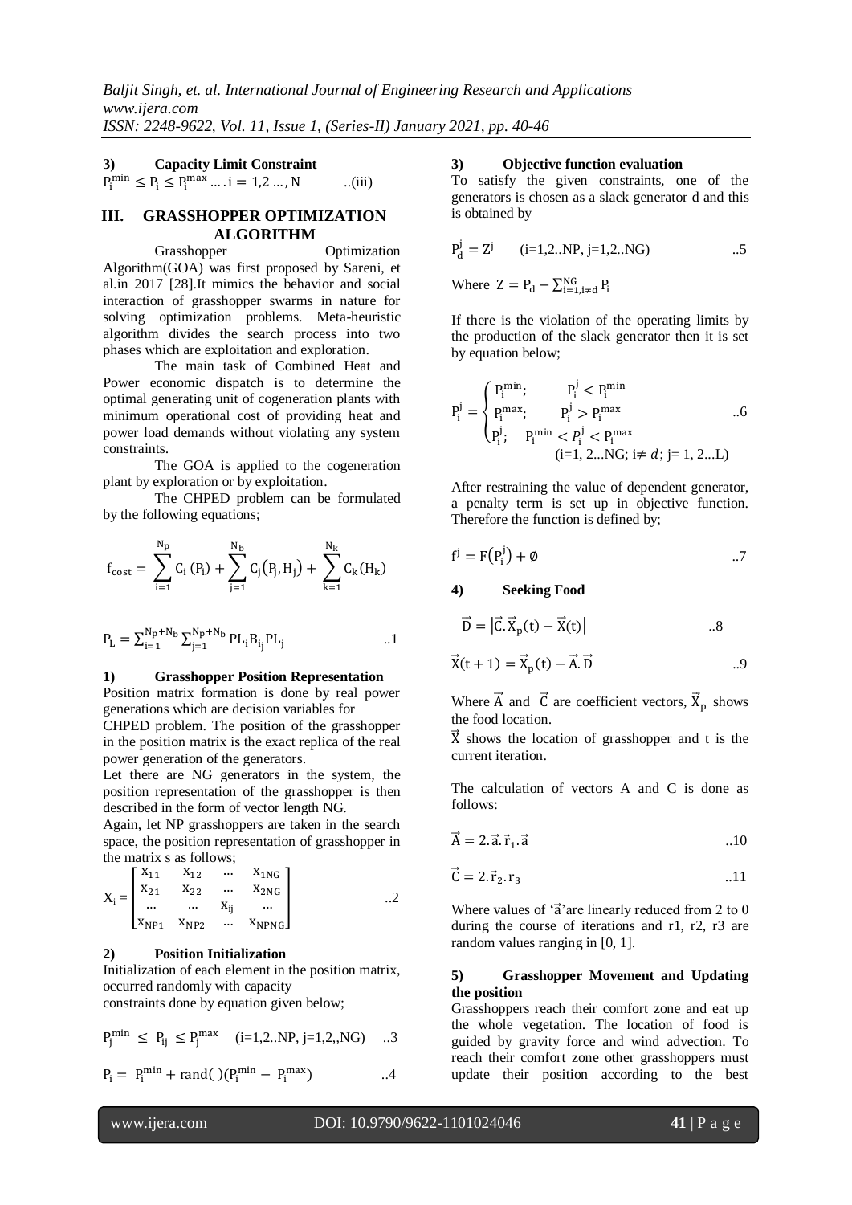**3) Capacity Limit Constraint**

$P_i^{min} \leq P_i \leq P_i^{max} \dots .\, i = 1,2 \dots, N$ ..(iii)

## III. GRASSHOPPER OPTIMIZATION ALGORITHM

Grasshopper Optimization Algorithm(GOA) was first proposed by Sareni, et al.in 2017 [28].It mimics the behavior and social interaction of grasshopper swarms in nature for solving optimization problems. Meta-heuristic algorithm divides the search process into two phases which are exploitation and exploration.

The main task of Combined Heat and Power economic dispatch is to determine the optimal generating unit of cogeneration plants with minimum operational cost of providing heat and power load demands without violating any system constraints.

The GOA is applied to the cogeneration plant by exploration or by exploitation.

The CHPED problem can be formulated by the following equations;

$$f_{cost} = \sum_{i=1}^{N_p} C_i\,(P_i) + \sum_{j=1}^{N_b} C_j\big(P_j, H_j\big) + \sum_{k=1}^{N_k} C_k(H_k)$$

$$P_L = \sum_{i=1}^{N_p+N_b} \sum_{j=1}^{N_p+N_b} PL_i B_{i_j} PL_j \quad ..1$$

**1) Grasshopper Position Representation**

Position matrix formation is done by real power generations which are decision variables for CHPED problem. The position of the grasshopper in the position matrix is the exact replica of the real power generation of the generators.

Let there are NG generators in the system, the position representation of the grasshopper is then described in the form of vector length NG.

Again, let NP grasshoppers are taken in the search space, the position representation of grasshopper in the matrix s as follows;

$$X_i = \begin{bmatrix} x_{11} & x_{12} & \dots & x_{1NG} \\ x_{21} & x_{22} & \dots & x_{2NG} \\ \dots & \dots & x_{ij} & \dots \\ x_{NP1} & x_{NP2} & \dots & x_{NPNG} \end{bmatrix} \quad ..2$$

**2) Position Initialization**

Initialization of each element in the position matrix, occurred randomly with capacity constraints done by equation given below;

$$P_j^{min} \leq P_{ij} \leq P_j^{max} \quad (i=1,2..NP,\ j=1,2,,NG) \quad ..3$$

$$P_i = P_i^{min} + \text{rand}(\,)(P_i^{min} - P_i^{max}) \quad ..4$$

**3) Objective function evaluation**

To satisfy the given constraints, one of the generators is chosen as a slack generator d and this is obtained by

$$P_d^j = Z^j \quad (i=1,2..NP,\ j=1,2..NG) \quad ..5$$

Where $Z = P_d - \sum_{i=1, i\neq d}^{NG} P_i$

If there is the violation of the operating limits by the production of the slack generator then it is set by equation below;

$$P_i^j = \begin{cases} P_i^{min}; & P_i^j < P_i^{min} \\ P_i^{max}; & P_i^j > P_i^{max} \\ P_i^j; & P_i^{min} < P_i^j < P_i^{max} \end{cases} \quad ..6$$

(i=1, 2...NG; i≠ d; j= 1, 2...L)

After restraining the value of dependent generator, a penalty term is set up in objective function. Therefore the function is defined by;

$$f^j = F\big(P_i^j\big) + \emptyset \quad ..7$$

**4) Seeking Food**

$$\vec{D} = \big|\vec{C}.\vec{X}_p(t) - \vec{X}(t)\big| \quad ..8$$

$$\vec{X}(t+1) = \vec{X}_p(t) - \vec{A}.\vec{D} \quad ..9$$

Where $\vec{A}$ and $\vec{C}$ are coefficient vectors, $\vec{X}_p$ shows the food location.

$\vec{X}$ shows the location of grasshopper and t is the current iteration.

The calculation of vectors A and C is done as follows:

$$\vec{A} = 2.\vec{a}.\vec{r}_1.\vec{a} \quad ..10$$

$$\vec{C} = 2.\vec{r}_2.r_3 \quad ..11$$

Where values of '$\vec{a}$'are linearly reduced from 2 to 0 during the course of iterations and r1, r2, r3 are random values ranging in [0, 1].

**5) Grasshopper Movement and Updating the position**

Grasshoppers reach their comfort zone and eat up the whole vegetation. The location of food is guided by gravity force and wind advection. To reach their comfort zone other grasshoppers must update their position according to the best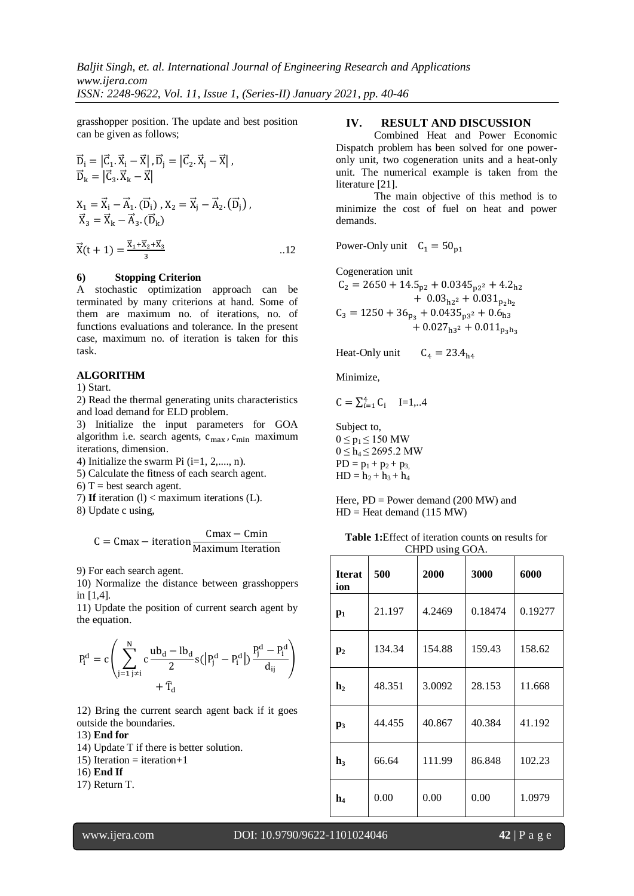grasshopper position. The update and best position can be given as follows;

$$\vec{D}_i = |\vec{C}_1.\vec{X}_i - \vec{X}|, \vec{D}_j = |\vec{C}_2.\vec{X}_j - \vec{X}|,$$
$$\vec{D}_k = |\vec{C}_3.\vec{X}_k - \vec{X}|$$

$$X_1 = \vec{X}_i - \vec{A}_1.(\vec{D}_i), X_2 = \vec{X}_j - \vec{A}_2.(\vec{D}_j),$$
$$\vec{X}_3 = \vec{X}_k - \vec{A}_3.(\vec{D}_k)$$

$$\vec{X}(t+1) = \frac{\vec{X}_1 + \vec{X}_2 + \vec{X}_3}{3} \quad ..12$$

#### 6) Stopping Criterion

A stochastic optimization approach can be terminated by many criterions at hand. Some of them are maximum no. of iterations, no. of functions evaluations and tolerance. In the present case, maximum no. of iteration is taken for this task.

#### ALGORITHM

1) Start.
2) Read the thermal generating units characteristics and load demand for ELD problem.
3) Initialize the input parameters for GOA algorithm i.e. search agents, $c_{max}$, $c_{min}$ maximum iterations, dimension.
4) Initialize the swarm Pi (i=1, 2,...., n).
5) Calculate the fitness of each search agent.
6) T = best search agent.
7) **If** iteration (l) < maximum iterations (L).
8) Update c using,

$$C = Cmax - iteration\frac{Cmax - Cmin}{Maximum\ Iteration}$$

9) For each search agent.
10) Normalize the distance between grasshoppers in [1,4].
11) Update the position of current search agent by the equation.

$$P_i^d = c\left(\sum_{j=1\ j\neq i}^{N} c\frac{ub_d - lb_d}{2}s(|P_j^d - P_i^d|)\frac{P_j^d - P_i^d}{d_{ij}}\right) + \hat{T}_d$$

12) Bring the current search agent back if it goes outside the boundaries.
13) **End for**
14) Update T if there is better solution.
15) Iteration = iteration+1
16) **End If**
17) Return T.

## IV. RESULT AND DISCUSSION

Combined Heat and Power Economic Dispatch problem has been solved for one power-only unit, two cogeneration units and a heat-only unit. The numerical example is taken from the literature [21].

The main objective of this method is to minimize the cost of fuel on heat and power demands.

Power-Only unit $C_1 = 50_{p1}$

Cogeneration unit

$$C_2 = 2650 + 14.5_{p2} + 0.0345_{p2^2} + 4.2_{h2} + 0.03_{h2^2} + 0.031_{p_2h_2}$$
$$C_3 = 1250 + 36_{p_3} + 0.0435_{p3^2} + 0.6_{h3} + 0.027_{h3^2} + 0.011_{p_3h_3}$$

Heat-Only unit $C_4 = 23.4_{h4}$

Minimize,

$$C = \sum_{i=1}^{4} C_i \quad I=1,..4$$

Subject to,
$0 \le p_1 \le 150$ MW
$0 \le h_4 \le 2695.2$ MW
$PD = p_1 + p_2 + p_3$,
$HD = h_2 + h_3 + h_4$

Here, PD = Power demand (200 MW) and
HD = Heat demand (115 MW)

**Table 1:** Effect of iteration counts on results for CHPD using GOA.

| Iteration | 500 | 2000 | 3000 | 6000 |
|---|---|---|---|---|
| $p_1$ | 21.197 | 4.2469 | 0.18474 | 0.19277 |
| $p_2$ | 134.34 | 154.88 | 159.43 | 158.62 |
| $h_2$ | 48.351 | 3.0092 | 28.153 | 11.668 |
| $p_3$ | 44.455 | 40.867 | 40.384 | 41.192 |
| $h_3$ | 66.64 | 111.99 | 86.848 | 102.23 |
| $h_4$ | 0.00 | 0.00 | 0.00 | 1.0979 |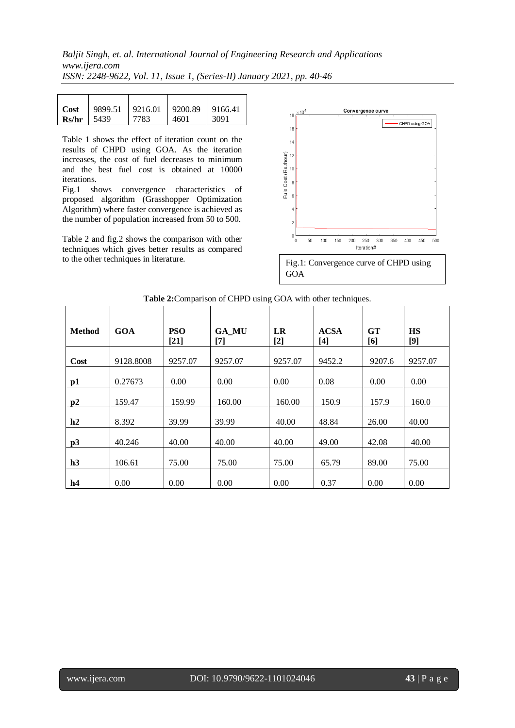| Cost Rs/hr | 9899.51 5439 | 9216.01 7783 | 9200.89 4601 | 9166.41 3091 |
|---|---|---|---|---|

Table 1 shows the effect of iteration count on the results of CHPD using GOA. As the iteration increases, the cost of fuel decreases to minimum and the best fuel cost is obtained at 10000 iterations.

Fig.1 shows convergence characteristics of proposed algorithm (Grasshopper Optimization Algorithm) where faster convergence is achieved as the number of population increased from 50 to 500.

Table 2 and fig.2 shows the comparison with other techniques which gives better results as compared to the other techniques in literature.

Fig.1: Convergence curve of CHPD using GOA

**Table 2:**Comparison of CHPD using GOA with other techniques.

| **Method** | **GOA** | **PSO [21]** | **GA_MU [7]** | **LR [2]** | **ACSA [4]** | **GT [6]** | **HS [9]** |
|---|---|---|---|---|---|---|---|
| **Cost** | 9128.8008 | 9257.07 | 9257.07 | 9257.07 | 9452.2 | 9207.6 | 9257.07 |
| **p1** | 0.27673 | 0.00 | 0.00 | 0.00 | 0.08 | 0.00 | 0.00 |
| **p2** | 159.47 | 159.99 | 160.00 | 160.00 | 150.9 | 157.9 | 160.0 |
| **h2** | 8.392 | 39.99 | 39.99 | 40.00 | 48.84 | 26.00 | 40.00 |
| **p3** | 40.246 | 40.00 | 40.00 | 40.00 | 49.00 | 42.08 | 40.00 |
| **h3** | 106.61 | 75.00 | 75.00 | 75.00 | 65.79 | 89.00 | 75.00 |
| **h4** | 0.00 | 0.00 | 0.00 | 0.00 | 0.37 | 0.00 | 0.00 |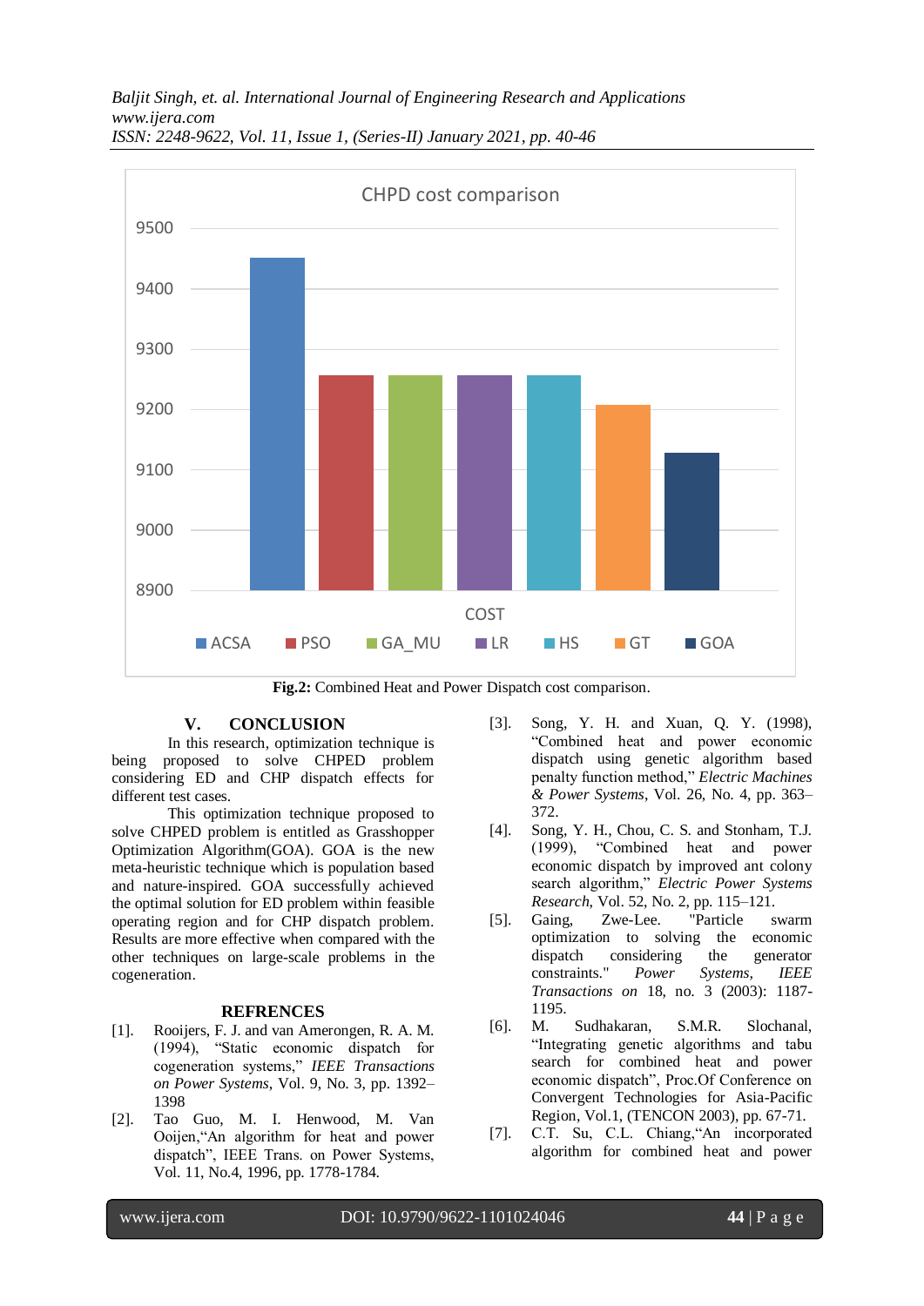**Fig.2:** Combined Heat and Power Dispatch cost comparison.

## V. CONCLUSION

In this research, optimization technique is being proposed to solve CHPED problem considering ED and CHP dispatch effects for different test cases.

This optimization technique proposed to solve CHPED problem is entitled as Grasshopper Optimization Algorithm(GOA). GOA is the new meta-heuristic technique which is population based and nature-inspired. GOA successfully achieved the optimal solution for ED problem within feasible operating region and for CHP dispatch problem. Results are more effective when compared with the other techniques on large-scale problems in the cogeneration.

## REFRENCES

[1]. Rooijers, F. J. and van Amerongen, R. A. M. (1994), "Static economic dispatch for cogeneration systems," *IEEE Transactions on Power Systems*, Vol. 9, No. 3, pp. 1392–1398

[2]. Tao Guo, M. I. Henwood, M. Van Ooijen,"An algorithm for heat and power dispatch", IEEE Trans. on Power Systems, Vol. 11, No.4, 1996, pp. 1778-1784.

[3]. Song, Y. H. and Xuan, Q. Y. (1998), "Combined heat and power economic dispatch using genetic algorithm based penalty function method," *Electric Machines & Power Systems*, Vol. 26, No. 4, pp. 363–372.

[4]. Song, Y. H., Chou, C. S. and Stonham, T.J. (1999), "Combined heat and power economic dispatch by improved ant colony search algorithm," *Electric Power Systems Research*, Vol. 52, No. 2, pp. 115–121.

[5]. Gaing, Zwe-Lee. "Particle swarm optimization to solving the economic dispatch considering the generator constraints." *Power Systems, IEEE Transactions on* 18, no. 3 (2003): 1187-1195.

[6]. M. Sudhakaran, S.M.R. Slochanal, "Integrating genetic algorithms and tabu search for combined heat and power economic dispatch", Proc.Of Conference on Convergent Technologies for Asia-Pacific Region, Vol.1, (TENCON 2003), pp. 67-71.

[7]. C.T. Su, C.L. Chiang,"An incorporated algorithm for combined heat and power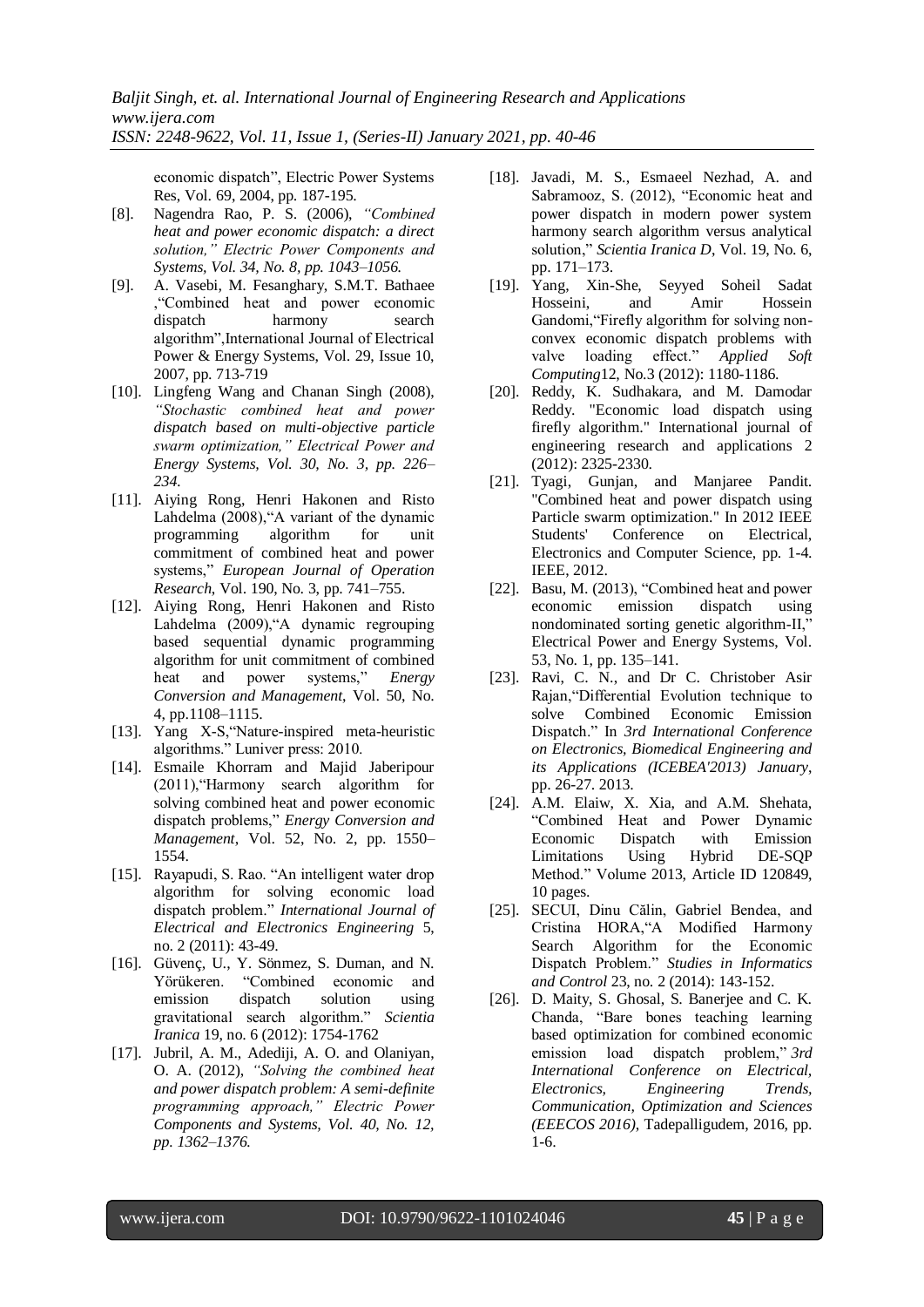economic dispatch", Electric Power Systems Res, Vol. 69, 2004, pp. 187-195.

[8]. Nagendra Rao, P. S. (2006), *"Combined heat and power economic dispatch: a direct solution," Electric Power Components and Systems, Vol. 34, No. 8, pp. 1043–1056.*

[9]. A. Vasebi, M. Fesanghary, S.M.T. Bathaee ,"Combined heat and power economic dispatch harmony search algorithm",International Journal of Electrical Power & Energy Systems, Vol. 29, Issue 10, 2007, pp. 713-719

[10]. Lingfeng Wang and Chanan Singh (2008), *"Stochastic combined heat and power dispatch based on multi-objective particle swarm optimization," Electrical Power and Energy Systems, Vol. 30, No. 3, pp. 226–234.*

[11]. Aiying Rong, Henri Hakonen and Risto Lahdelma (2008),"A variant of the dynamic programming algorithm for unit commitment of combined heat and power systems," *European Journal of Operation Research*, Vol. 190, No. 3, pp. 741–755.

[12]. Aiying Rong, Henri Hakonen and Risto Lahdelma (2009),"A dynamic regrouping based sequential dynamic programming algorithm for unit commitment of combined heat and power systems," *Energy Conversion and Management*, Vol. 50, No. 4, pp.1108–1115.

[13]. Yang X-S,"Nature-inspired meta-heuristic algorithms." Luniver press: 2010.

[14]. Esmaile Khorram and Majid Jaberipour (2011),"Harmony search algorithm for solving combined heat and power economic dispatch problems," *Energy Conversion and Management*, Vol. 52, No. 2, pp. 1550–1554.

[15]. Rayapudi, S. Rao. "An intelligent water drop algorithm for solving economic load dispatch problem." *International Journal of Electrical and Electronics Engineering* 5, no. 2 (2011): 43-49.

[16]. Güvenç, U., Y. Sönmez, S. Duman, and N. Yörükeren. "Combined economic and emission dispatch solution using gravitational search algorithm." *Scientia Iranica* 19, no. 6 (2012): 1754-1762

[17]. Jubril, A. M., Adediji, A. O. and Olaniyan, O. A. (2012), *"Solving the combined heat and power dispatch problem: A semi-definite programming approach," Electric Power Components and Systems, Vol. 40, No. 12, pp. 1362–1376.*

[18]. Javadi, M. S., Esmaeel Nezhad, A. and Sabramooz, S. (2012), "Economic heat and power dispatch in modern power system harmony search algorithm versus analytical solution," *Scientia Iranica D*, Vol. 19, No. 6, pp. 171–173.

[19]. Yang, Xin-She, Seyyed Soheil Sadat Hosseini, and Amir Hossein Gandomi,"Firefly algorithm for solving non-convex economic dispatch problems with valve loading effect." *Applied Soft Computing*12, No.3 (2012): 1180-1186.

[20]. Reddy, K. Sudhakara, and M. Damodar Reddy. "Economic load dispatch using firefly algorithm." International journal of engineering research and applications 2 (2012): 2325-2330.

[21]. Tyagi, Gunjan, and Manjaree Pandit. "Combined heat and power dispatch using Particle swarm optimization." In 2012 IEEE Students' Conference on Electrical, Electronics and Computer Science, pp. 1-4. IEEE, 2012.

[22]. Basu, M. (2013), "Combined heat and power economic emission dispatch using nondominated sorting genetic algorithm-II," Electrical Power and Energy Systems, Vol. 53, No. 1, pp. 135–141.

[23]. Ravi, C. N., and Dr C. Christober Asir Rajan,"Differential Evolution technique to solve Combined Economic Emission Dispatch." In *3rd International Conference on Electronics, Biomedical Engineering and its Applications (ICEBEA'2013) January*, pp. 26-27. 2013.

[24]. A.M. Elaiw, X. Xia, and A.M. Shehata, "Combined Heat and Power Dynamic Economic Dispatch with Emission Limitations Using Hybrid DE-SQP Method." Volume 2013, Article ID 120849, 10 pages.

[25]. SECUI, Dinu Călin, Gabriel Bendea, and Cristina HORA,"A Modified Harmony Search Algorithm for the Economic Dispatch Problem." *Studies in Informatics and Control* 23, no. 2 (2014): 143-152.

[26]. D. Maity, S. Ghosal, S. Banerjee and C. K. Chanda, "Bare bones teaching learning based optimization for combined economic emission load dispatch problem," *3rd International Conference on Electrical, Electronics, Engineering Trends, Communication, Optimization and Sciences (EEECOS 2016)*, Tadepalligudem, 2016, pp. 1-6.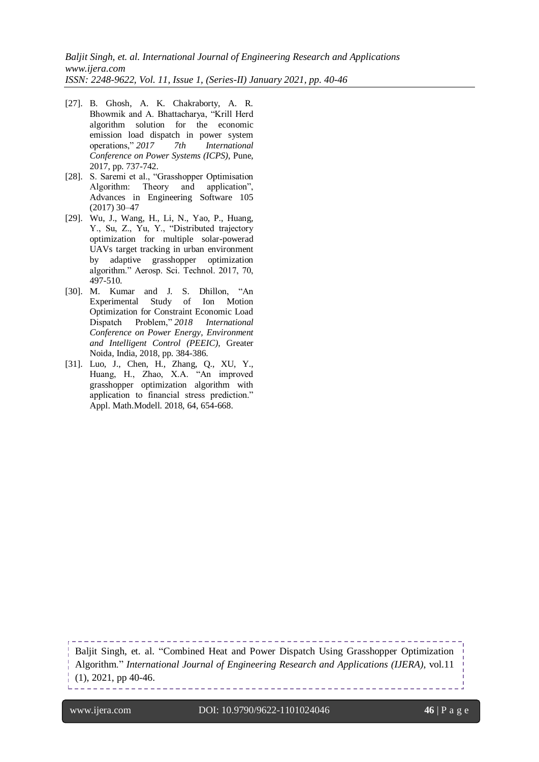[27]. B. Ghosh, A. K. Chakraborty, A. R. Bhowmik and A. Bhattacharya, "Krill Herd algorithm solution for the economic emission load dispatch in power system operations," *2017 7th International Conference on Power Systems (ICPS)*, Pune, 2017, pp. 737-742.

[28]. S. Saremi et al., "Grasshopper Optimisation Algorithm: Theory and application", Advances in Engineering Software 105 (2017) 30–47

[29]. Wu, J., Wang, H., Li, N., Yao, P., Huang, Y., Su, Z., Yu, Y., "Distributed trajectory optimization for multiple solar-powerad UAVs target tracking in urban environment by adaptive grasshopper optimization algorithm." Aerosp. Sci. Technol. 2017, 70, 497-510.

[30]. M. Kumar and J. S. Dhillon, "An Experimental Study of Ion Motion Optimization for Constraint Economic Load Dispatch Problem," *2018 International Conference on Power Energy, Environment and Intelligent Control (PEEIC)*, Greater Noida, India, 2018, pp. 384-386.

[31]. Luo, J., Chen, H., Zhang, Q., XU, Y., Huang, H., Zhao, X.A. "An improved grasshopper optimization algorithm with application to financial stress prediction." Appl. Math.Modell. 2018, 64, 654-668.

Baljit Singh, et. al. "Combined Heat and Power Dispatch Using Grasshopper Optimization Algorithm." *International Journal of Engineering Research and Applications (IJERA)*, vol.11 (1), 2021, pp 40-46.